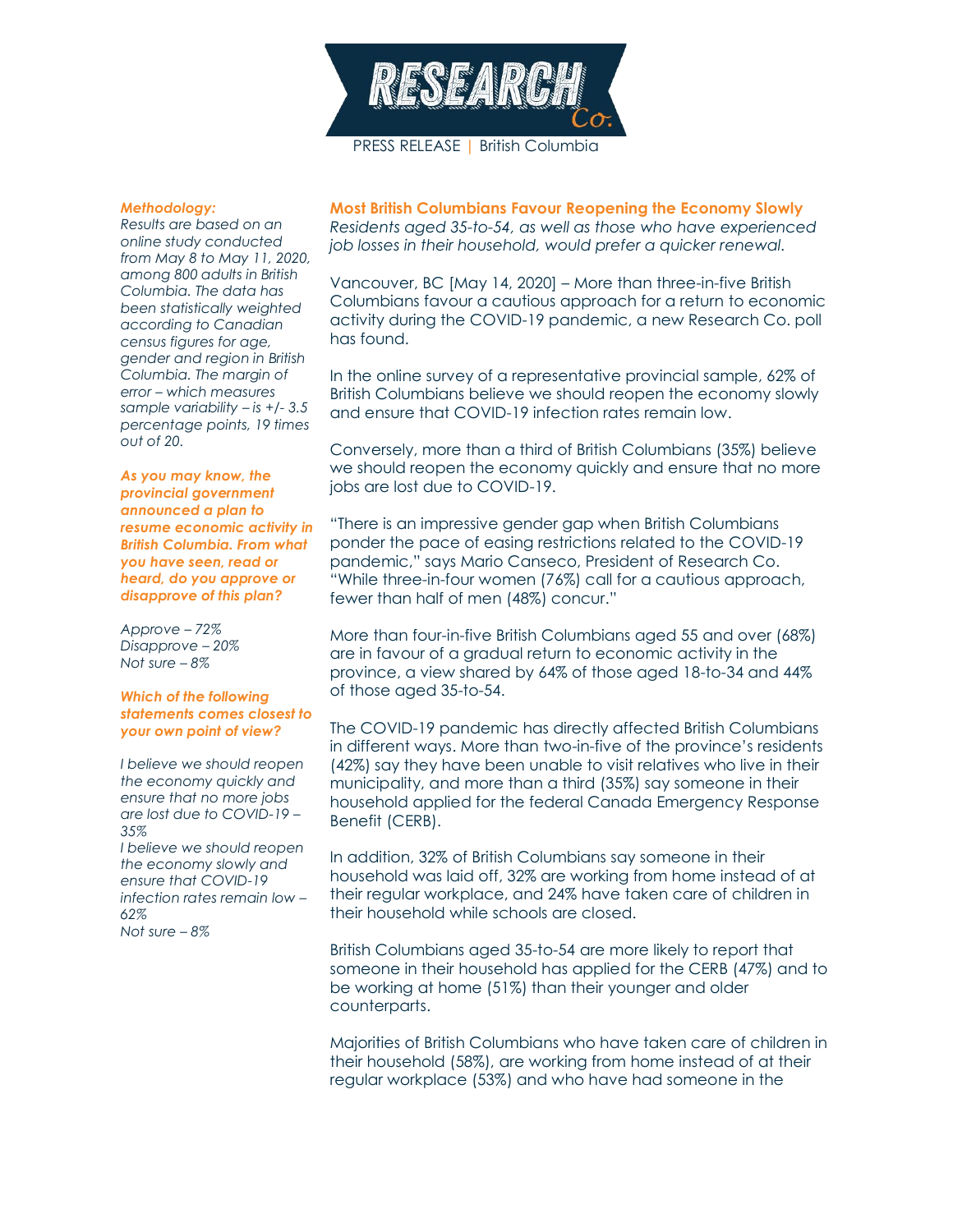RESEARCH Co.

PRESS RELEASE | British Columbia

## Most British Columbians Favour Reopening the Economy Slowly

*Residents aged 35-to-54, as well as those who have experienced job losses in their household, would prefer a quicker renewal.*

Vancouver, BC [May 14, 2020] – More than three-in-five British Columbians favour a cautious approach for a return to economic activity during the COVID-19 pandemic, a new Research Co. poll has found.

In the online survey of a representative provincial sample, 62% of British Columbians believe we should reopen the economy slowly and ensure that COVID-19 infection rates remain low.

Conversely, more than a third of British Columbians (35%) believe we should reopen the economy quickly and ensure that no more jobs are lost due to COVID-19.

"There is an impressive gender gap when British Columbians ponder the pace of easing restrictions related to the COVID-19 pandemic," says Mario Canseco, President of Research Co. "While three-in-four women (76%) call for a cautious approach, fewer than half of men (48%) concur."

More than four-in-five British Columbians aged 55 and over (68%) are in favour of a gradual return to economic activity in the province, a view shared by 64% of those aged 18-to-34 and 44% of those aged 35-to-54.

The COVID-19 pandemic has directly affected British Columbians in different ways. More than two-in-five of the province's residents (42%) say they have been unable to visit relatives who live in their municipality, and more than a third (35%) say someone in their household applied for the federal Canada Emergency Response Benefit (CERB).

In addition, 32% of British Columbians say someone in their household was laid off, 32% are working from home instead of at their regular workplace, and 24% have taken care of children in their household while schools are closed.

British Columbians aged 35-to-54 are more likely to report that someone in their household has applied for the CERB (47%) and to be working at home (51%) than their younger and older counterparts.

Majorities of British Columbians who have taken care of children in their household (58%), are working from home instead of at their regular workplace (53%) and who have had someone in the

***Methodology:***

*Results are based on an online study conducted from May 8 to May 11, 2020, among 800 adults in British Columbia. The data has been statistically weighted according to Canadian census figures for age, gender and region in British Columbia. The margin of error – which measures sample variability – is +/- 3.5 percentage points, 19 times out of 20.*

***As you may know, the provincial government announced a plan to resume economic activity in British Columbia. From what you have seen, read or heard, do you approve or disapprove of this plan?***

*Approve – 72%*
*Disapprove – 20%*
*Not sure – 8%*

***Which of the following statements comes closest to your own point of view?***

*I believe we should reopen the economy quickly and ensure that no more jobs are lost due to COVID-19 – 35%*
*I believe we should reopen the economy slowly and ensure that COVID-19 infection rates remain low – 62%*
*Not sure – 8%*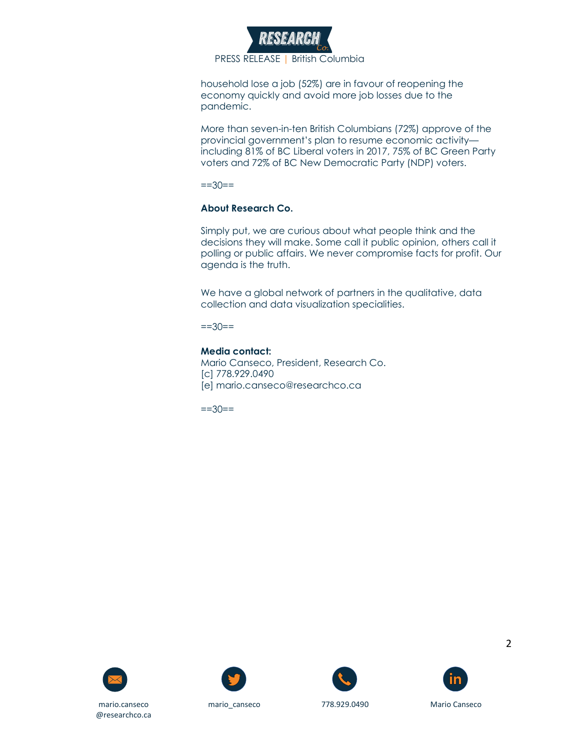household lose a job (52%) are in favour of reopening the economy quickly and avoid more job losses due to the pandemic.

More than seven-in-ten British Columbians (72%) approve of the provincial government's plan to resume economic activity—including 81% of BC Liberal voters in 2017, 75% of BC Green Party voters and 72% of BC New Democratic Party (NDP) voters.

==30==

**About Research Co.**

Simply put, we are curious about what people think and the decisions they will make. Some call it public opinion, others call it polling or public affairs. We never compromise facts for profit. Our agenda is the truth.

We have a global network of partners in the qualitative, data collection and data visualization specialities.

==30==

**Media contact:**
Mario Canseco, President, Research Co.
[c] 778.929.0490
[e] mario.canseco@researchco.ca

==30==